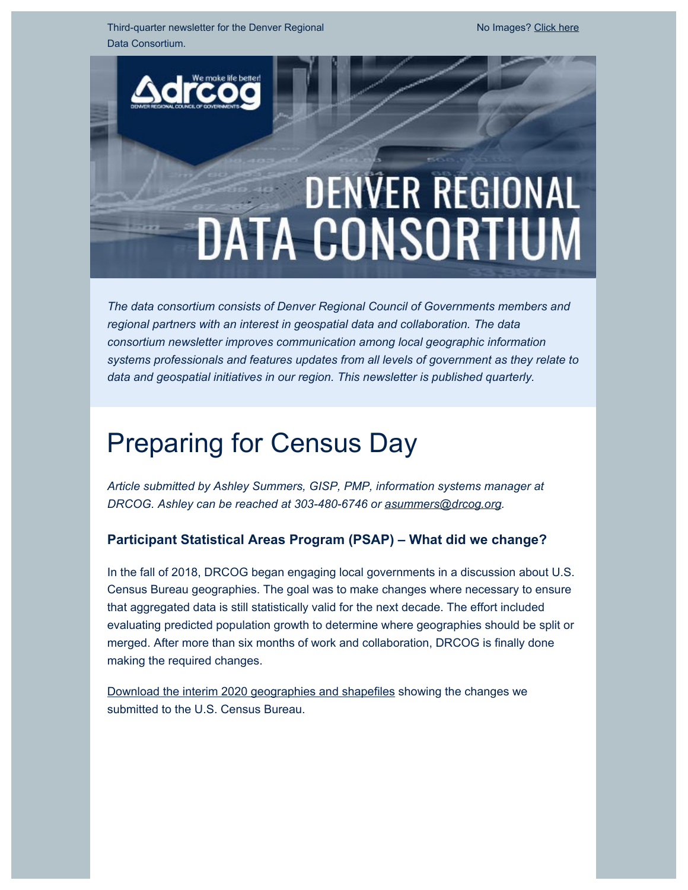Third-quarter newsletter for the Denver Regional Data Consortium.

No Images? Click here

# DENVER REGIONAL DATA CONSORTIUM

*The data consortium consists of Denver Regional Council of Governments members and regional partners with an interest in geospatial data and collaboration. The data consortium newsletter improves communication among local geographic information systems professionals and features updates from all levels of government as they relate to data and geospatial initiatives in our region. This newsletter is published quarterly.*

# Preparing for Census Day

*Article submitted by Ashley Summers, GISP, PMP, information systems manager at DRCOG. Ashley can be reached at 303-480-6746 or asummers@drcog.org.*

### Participant Statistical Areas Program (PSAP) – What did we change?

In the fall of 2018, DRCOG began engaging local governments in a discussion about U.S. Census Bureau geographies. The goal was to make changes where necessary to ensure that aggregated data is still statistically valid for the next decade. The effort included evaluating predicted population growth to determine where geographies should be split or merged. After more than six months of work and collaboration, DRCOG is finally done making the required changes.

Download the interim 2020 geographies and shapefiles showing the changes we submitted to the U.S. Census Bureau.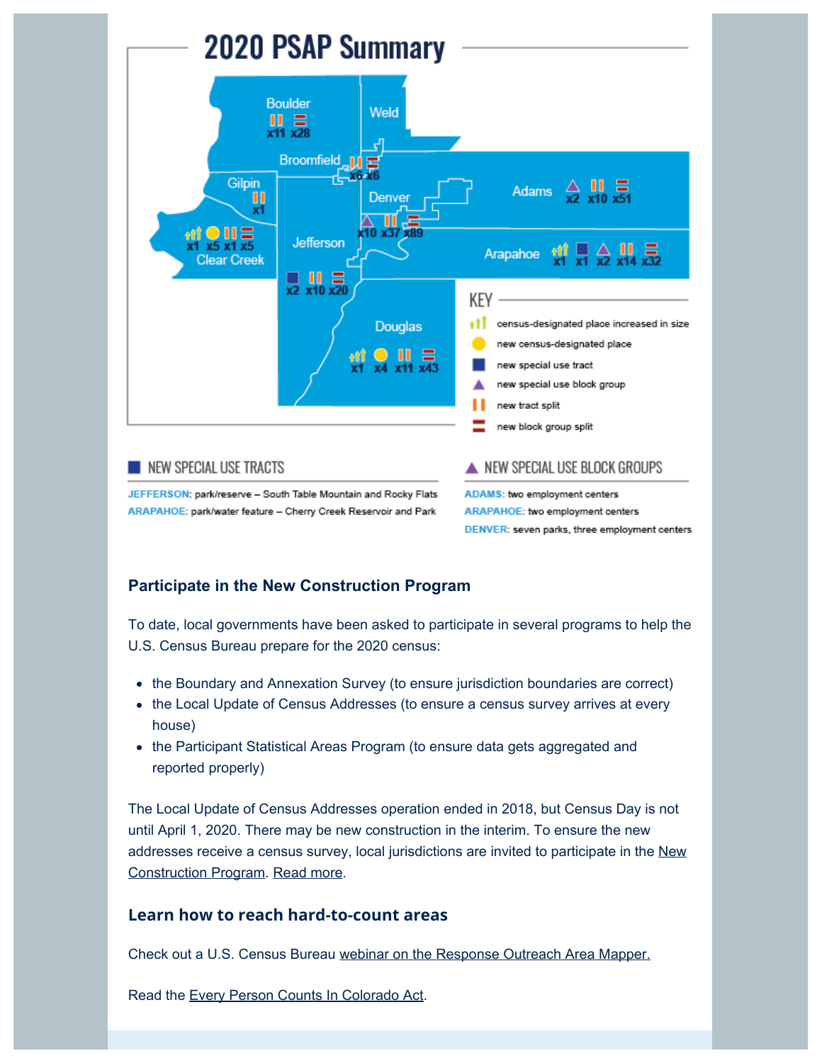# 2020 PSAP Summary

Boulder: x11 x28

Weld

Broomfield: x6 x6

Gilpin: x1

Denver: x10 x37 x89

Adams: x2 x10 x51

Clear Creek: x1 x5 x1 x5

Jefferson: x2 x10 x20

Arapahoe: x1 x1 x2 x14 x32

Douglas: x1 x4 x11 x43

**KEY**

- census-designated place increased in size
- new census-designated place
- new special use tract
- new special use block group
- new tract split
- new block group split

## NEW SPECIAL USE TRACTS

**JEFFERSON**: park/reserve – South Table Mountain and Rocky Flats
**ARAPAHOE**: park/water feature – Cherry Creek Reservoir and Park

## NEW SPECIAL USE BLOCK GROUPS

**ADAMS**: two employment centers
**ARAPAHOE**: two employment centers
**DENVER**: seven parks, three employment centers

### Participate in the New Construction Program

To date, local governments have been asked to participate in several programs to help the U.S. Census Bureau prepare for the 2020 census:

- the Boundary and Annexation Survey (to ensure jurisdiction boundaries are correct)
- the Local Update of Census Addresses (to ensure a census survey arrives at every house)
- the Participant Statistical Areas Program (to ensure data gets aggregated and reported properly)

The Local Update of Census Addresses operation ended in 2018, but Census Day is not until April 1, 2020. There may be new construction in the interim. To ensure the new addresses receive a census survey, local jurisdictions are invited to participate in the New Construction Program. Read more.

### Learn how to reach hard-to-count areas

Check out a U.S. Census Bureau webinar on the Response Outreach Area Mapper.

Read the Every Person Counts In Colorado Act.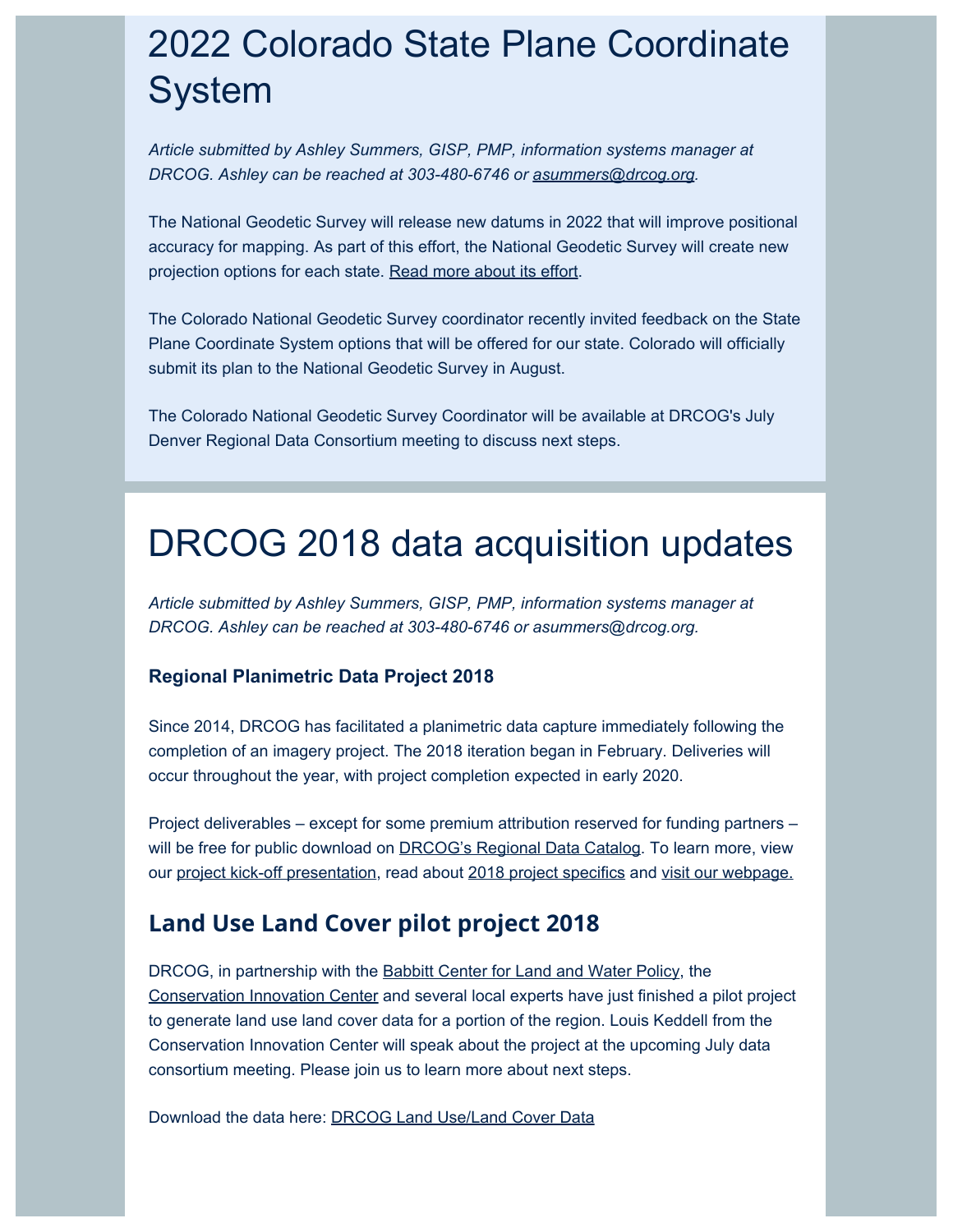# 2022 Colorado State Plane Coordinate System

*Article submitted by Ashley Summers, GISP, PMP, information systems manager at DRCOG. Ashley can be reached at 303-480-6746 or asummers@drcog.org.*

The National Geodetic Survey will release new datums in 2022 that will improve positional accuracy for mapping. As part of this effort, the National Geodetic Survey will create new projection options for each state. Read more about its effort.

The Colorado National Geodetic Survey coordinator recently invited feedback on the State Plane Coordinate System options that will be offered for our state. Colorado will officially submit its plan to the National Geodetic Survey in August.

The Colorado National Geodetic Survey Coordinator will be available at DRCOG's July Denver Regional Data Consortium meeting to discuss next steps.

# DRCOG 2018 data acquisition updates

*Article submitted by Ashley Summers, GISP, PMP, information systems manager at DRCOG. Ashley can be reached at 303-480-6746 or asummers@drcog.org.*

### Regional Planimetric Data Project 2018

Since 2014, DRCOG has facilitated a planimetric data capture immediately following the completion of an imagery project. The 2018 iteration began in February. Deliveries will occur throughout the year, with project completion expected in early 2020.

Project deliverables – except for some premium attribution reserved for funding partners – will be free for public download on DRCOG's Regional Data Catalog. To learn more, view our project kick-off presentation, read about 2018 project specifics and visit our webpage.

## Land Use Land Cover pilot project 2018

DRCOG, in partnership with the Babbitt Center for Land and Water Policy, the Conservation Innovation Center and several local experts have just finished a pilot project to generate land use land cover data for a portion of the region. Louis Keddell from the Conservation Innovation Center will speak about the project at the upcoming July data consortium meeting. Please join us to learn more about next steps.

Download the data here: DRCOG Land Use/Land Cover Data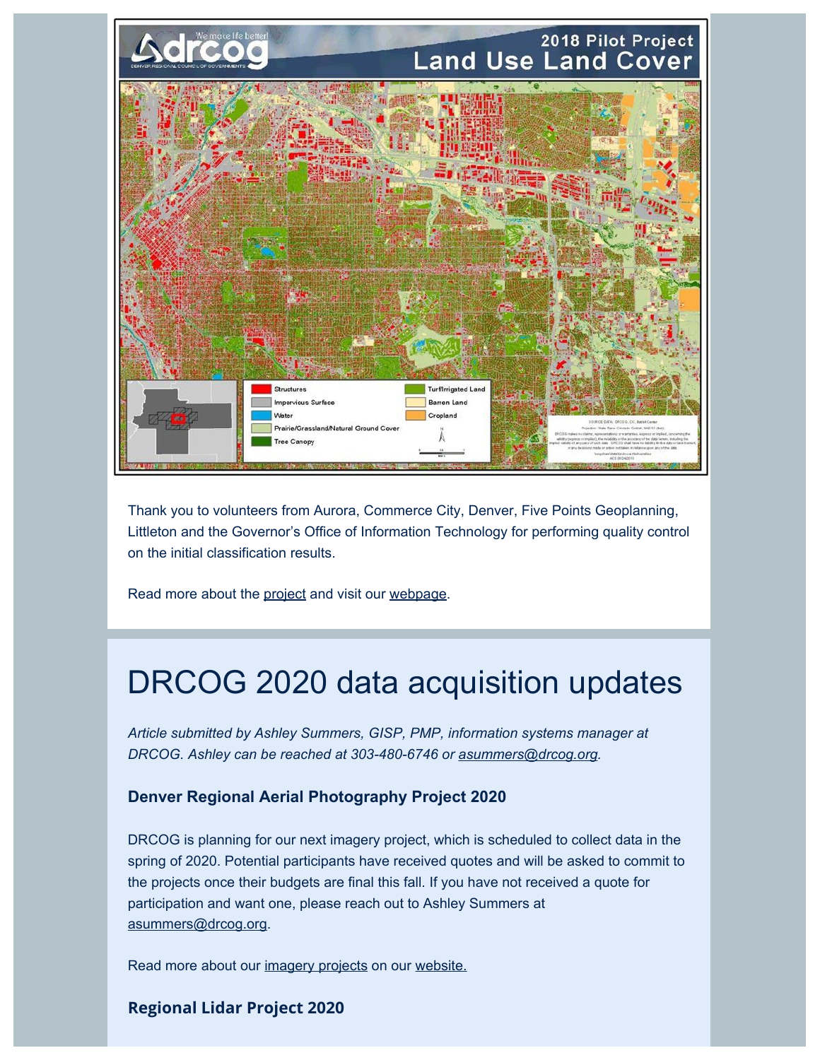Thank you to volunteers from Aurora, Commerce City, Denver, Five Points Geoplanning, Littleton and the Governor's Office of Information Technology for performing quality control on the initial classification results.

Read more about the project and visit our webpage.

# DRCOG 2020 data acquisition updates

*Article submitted by Ashley Summers, GISP, PMP, information systems manager at DRCOG. Ashley can be reached at 303-480-6746 or asummers@drcog.org.*

### Denver Regional Aerial Photography Project 2020

DRCOG is planning for our next imagery project, which is scheduled to collect data in the spring of 2020. Potential participants have received quotes and will be asked to commit to the projects once their budgets are final this fall. If you have not received a quote for participation and want one, please reach out to Ashley Summers at asummers@drcog.org.

Read more about our imagery projects on our website.

### Regional Lidar Project 2020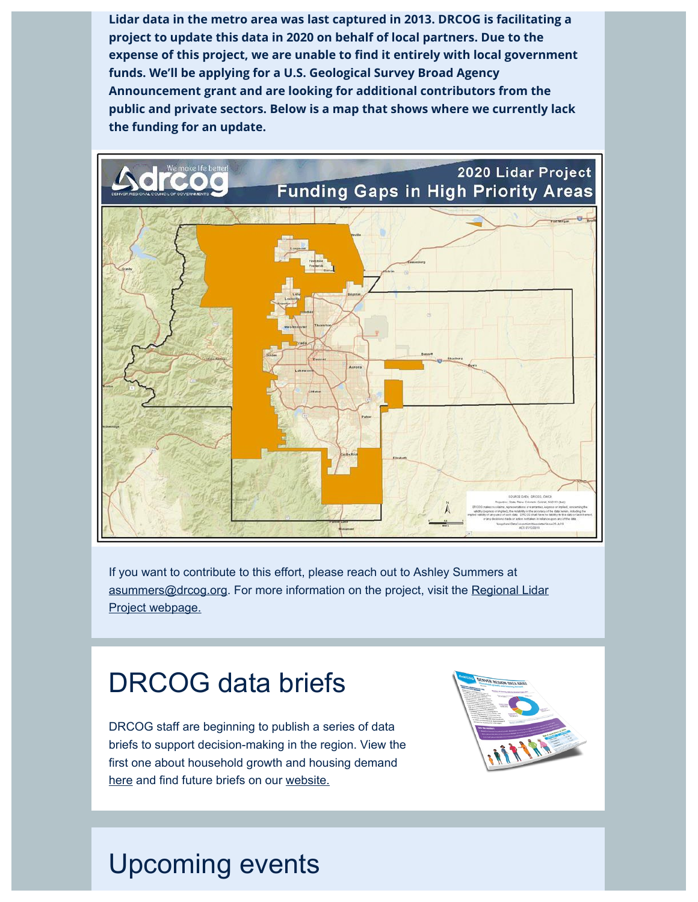**Lidar data in the metro area was last captured in 2013. DRCOG is facilitating a project to update this data in 2020 on behalf of local partners. Due to the expense of this project, we are unable to find it entirely with local government funds. We'll be applying for a U.S. Geological Survey Broad Agency Announcement grant and are looking for additional contributors from the public and private sectors. Below is a map that shows where we currently lack the funding for an update.**

If you want to contribute to this effort, please reach out to Ashley Summers at asummers@drcog.org. For more information on the project, visit the Regional Lidar Project webpage.

# DRCOG data briefs

DRCOG staff are beginning to publish a series of data briefs to support decision-making in the region. View the first one about household growth and housing demand here and find future briefs on our website.

# Upcoming events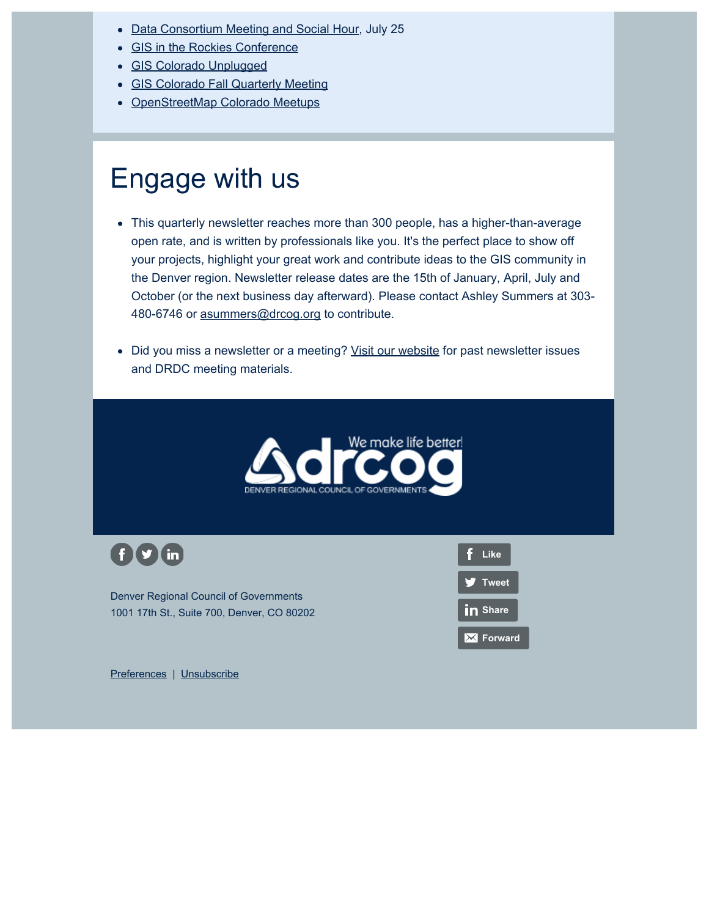- Data Consortium Meeting and Social Hour, July 25
- GIS in the Rockies Conference
- GIS Colorado Unplugged
- GIS Colorado Fall Quarterly Meeting
- OpenStreetMap Colorado Meetups

# Engage with us

- This quarterly newsletter reaches more than 300 people, has a higher-than-average open rate, and is written by professionals like you. It's the perfect place to show off your projects, highlight your great work and contribute ideas to the GIS community in the Denver region. Newsletter release dates are the 15th of January, April, July and October (or the next business day afterward). Please contact Ashley Summers at 303-480-6746 or asummers@drcog.org to contribute.

- Did you miss a newsletter or a meeting? Visit our website for past newsletter issues and DRDC meeting materials.

We make life better!
drcog
DENVER REGIONAL COUNCIL OF GOVERNMENTS

Like

Tweet

Share

Forward

Denver Regional Council of Governments
1001 17th St., Suite 700, Denver, CO 80202

Preferences | Unsubscribe